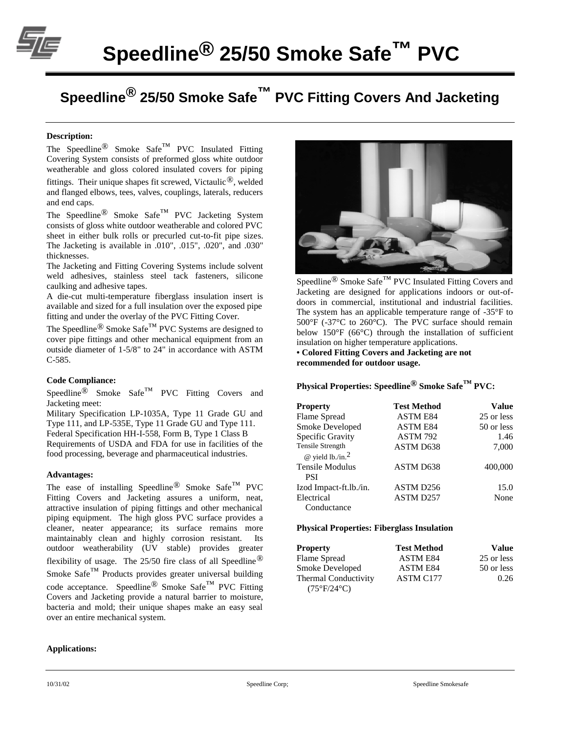# Speedline® 25/50 Smoke Safe™ PVC

## Speedline® 25/50 Smoke Safe™ PVC Fitting Covers And Jacketing

**Description:**

The Speedline® Smoke Safe™ PVC Insulated Fitting Covering System consists of preformed gloss white outdoor weatherable and gloss colored insulated covers for piping fittings. Their unique shapes fit screwed, Victaulic®, welded and flanged elbows, tees, valves, couplings, laterals, reducers and end caps.

The Speedline® Smoke Safe™ PVC Jacketing System consists of gloss white outdoor weatherable and colored PVC sheet in either bulk rolls or precurled cut-to-fit pipe sizes. The Jacketing is available in .010", .015", .020", and .030" thicknesses.

The Jacketing and Fitting Covering Systems include solvent weld adhesives, stainless steel tack fasteners, silicone caulking and adhesive tapes.

A die-cut multi-temperature fiberglass insulation insert is available and sized for a full insulation over the exposed pipe fitting and under the overlay of the PVC Fitting Cover.

The Speedline® Smoke Safe™ PVC Systems are designed to cover pipe fittings and other mechanical equipment from an outside diameter of 1-5/8" to 24" in accordance with ASTM C-585.

**Code Compliance:**

Speedline® Smoke Safe™ PVC Fitting Covers and Jacketing meet:

Military Specification LP-1035A, Type 11 Grade GU and Type 111, and LP-535E, Type 11 Grade GU and Type 111.

Federal Specification HH-I-558, Form B, Type 1 Class B

Requirements of USDA and FDA for use in facilities of the food processing, beverage and pharmaceutical industries.

**Advantages:**

The ease of installing Speedline® Smoke Safe™ PVC Fitting Covers and Jacketing assures a uniform, neat, attractive insulation of piping fittings and other mechanical piping equipment. The high gloss PVC surface provides a cleaner, neater appearance; its surface remains more maintainably clean and highly corrosion resistant. Its outdoor weatherability (UV stable) provides greater flexibility of usage. The 25/50 fire class of all Speedline® Smoke Safe™ Products provides greater universal building code acceptance. Speedline® Smoke Safe™ PVC Fitting Covers and Jacketing provide a natural barrier to moisture, bacteria and mold; their unique shapes make an easy seal over an entire mechanical system.

Speedline® Smoke Safe™ PVC Insulated Fitting Covers and Jacketing are designed for applications indoors or out-of-doors in commercial, institutional and industrial facilities. The system has an applicable temperature range of -35°F to 500°F (-37°C to 260°C). The PVC surface should remain below 150°F (66°C) through the installation of sufficient insulation on higher temperature applications.

**• Colored Fitting Covers and Jacketing are not recommended for outdoor usage.**

**Physical Properties: Speedline® Smoke Safe™ PVC:**

| Property | Test Method | Value |
|---|---|---|
| Flame Spread | ASTM E84 | 25 or less |
| Smoke Developed | ASTM E84 | 50 or less |
| Specific Gravity | ASTM 792 | 1.46 |
| Tensile Strength @ yield lb./in.$^2$ | ASTM D638 | 7,000 |
| Tensile Modulus PSI | ASTM D638 | 400,000 |
| Izod Impact-ft.lb./in. | ASTM D256 | 15.0 |
| Electrical Conductance | ASTM D257 | None |

**Physical Properties: Fiberglass Insulation**

| Property | Test Method | Value |
|---|---|---|
| Flame Spread | ASTM E84 | 25 or less |
| Smoke Developed | ASTM E84 | 50 or less |
| Thermal Conductivity (75°F/24°C) | ASTM C177 | 0.26 |

**Applications:**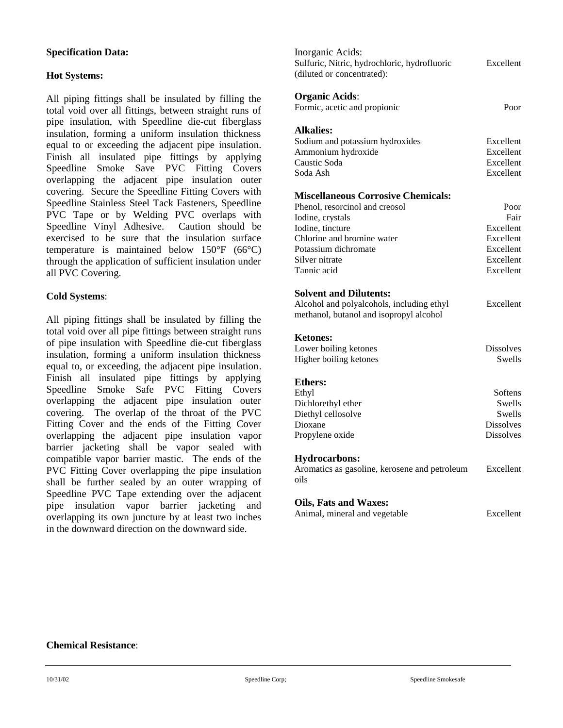**Specification Data:**

**Hot Systems:**

All piping fittings shall be insulated by filling the total void over all fittings, between straight runs of pipe insulation, with Speedline die-cut fiberglass insulation, forming a uniform insulation thickness equal to or exceeding the adjacent pipe insulation. Finish all insulated pipe fittings by applying Speedline Smoke Save PVC Fitting Covers overlapping the adjacent pipe insulation outer covering. Secure the Speedline Fitting Covers with Speedline Stainless Steel Tack Fasteners, Speedline PVC Tape or by Welding PVC overlaps with Speedline Vinyl Adhesive. Caution should be exercised to be sure that the insulation surface temperature is maintained below 150°F (66°C) through the application of sufficient insulation under all PVC Covering.

**Cold Systems**:

All piping fittings shall be insulated by filling the total void over all pipe fittings between straight runs of pipe insulation with Speedline die-cut fiberglass insulation, forming a uniform insulation thickness equal to, or exceeding, the adjacent pipe insulation. Finish all insulated pipe fittings by applying Speedline Smoke Safe PVC Fitting Covers overlapping the adjacent pipe insulation outer covering. The overlap of the throat of the PVC Fitting Cover and the ends of the Fitting Cover overlapping the adjacent pipe insulation vapor barrier jacketing shall be vapor sealed with compatible vapor barrier mastic. The ends of the PVC Fitting Cover overlapping the pipe insulation shall be further sealed by an outer wrapping of Speedline PVC Tape extending over the adjacent pipe insulation vapor barrier jacketing and overlapping its own juncture by at least two inches in the downward direction on the downward side.

**Chemical Resistance**:

| | |
|---|---|
| Inorganic Acids: | |
| Sulfuric, Nitric, hydrochloric, hydrofluoric (diluted or concentrated): | Excellent |
| **Organic Acids**: | |
| Formic, acetic and propionic | Poor |
| **Alkalies:** | |
| Sodium and potassium hydroxides | Excellent |
| Ammonium hydroxide | Excellent |
| Caustic Soda | Excellent |
| Soda Ash | Excellent |
| **Miscellaneous Corrosive Chemicals:** | |
| Phenol, resorcinol and creosol | Poor |
| Iodine, crystals | Fair |
| Iodine, tincture | Excellent |
| Chlorine and bromine water | Excellent |
| Potassium dichromate | Excellent |
| Silver nitrate | Excellent |
| Tannic acid | Excellent |
| **Solvent and Dilutents:** | |
| Alcohol and polyalcohols, including ethyl methanol, butanol and isopropyl alcohol | Excellent |
| **Ketones:** | |
| Lower boiling ketones | Dissolves |
| Higher boiling ketones | Swells |
| **Ethers:** | |
| Ethyl | Softens |
| Dichlorethyl ether | Swells |
| Diethyl cellosolve | Swells |
| Dioxane | Dissolves |
| Propylene oxide | Dissolves |
| **Hydrocarbons:** | |
| Aromatics as gasoline, kerosene and petroleum oils | Excellent |
| **Oils, Fats and Waxes:** | |
| Animal, mineral and vegetable | Excellent |